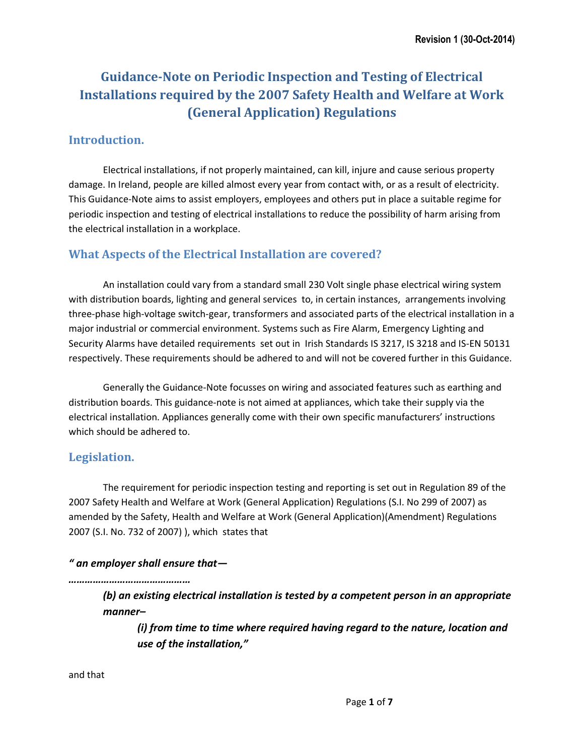Revision 1 (30-Oct-2014)

# Guidance-Note on Periodic Inspection and Testing of Electrical Installations required by the 2007 Safety Health and Welfare at Work (General Application) Regulations

## Introduction.

Electrical installations, if not properly maintained, can kill, injure and cause serious property damage. In Ireland, people are killed almost every year from contact with, or as a result of electricity. This Guidance-Note aims to assist employers, employees and others put in place a suitable regime for periodic inspection and testing of electrical installations to reduce the possibility of harm arising from the electrical installation in a workplace.

## What Aspects of the Electrical Installation are covered?

An installation could vary from a standard small 230 Volt single phase electrical wiring system with distribution boards, lighting and general services to, in certain instances, arrangements involving three-phase high-voltage switch-gear, transformers and associated parts of the electrical installation in a major industrial or commercial environment. Systems such as Fire Alarm, Emergency Lighting and Security Alarms have detailed requirements set out in Irish Standards IS 3217, IS 3218 and IS-EN 50131 respectively. These requirements should be adhered to and will not be covered further in this Guidance.

Generally the Guidance-Note focusses on wiring and associated features such as earthing and distribution boards. This guidance-note is not aimed at appliances, which take their supply via the electrical installation. Appliances generally come with their own specific manufacturers' instructions which should be adhered to.

## Legislation.

The requirement for periodic inspection testing and reporting is set out in Regulation 89 of the 2007 Safety Health and Welfare at Work (General Application) Regulations (S.I. No 299 of 2007) as amended by the Safety, Health and Welfare at Work (General Application)(Amendment) Regulations 2007 (S.I. No. 732 of 2007) ), which states that

***" an employer shall ensure that—***

***……………………………………***

> ***(b) an existing electrical installation is tested by a competent person in an appropriate manner–***
>
> > ***(i) from time to time where required having regard to the nature, location and use of the installation,"***

and that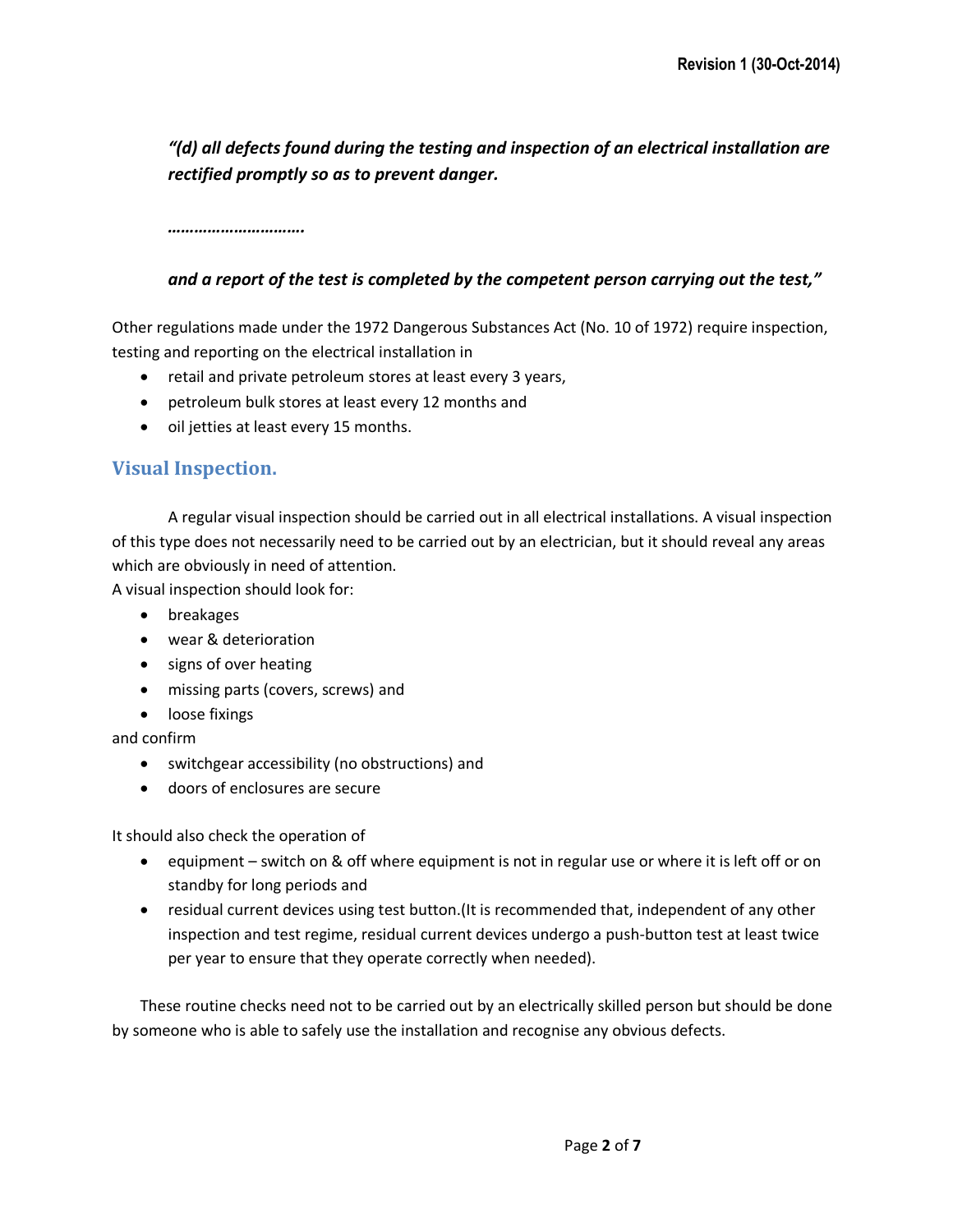*"(d) all defects found during the testing and inspection of an electrical installation are rectified promptly so as to prevent danger.*

*………………………….*

*and a report of the test is completed by the competent person carrying out the test,"*

Other regulations made under the 1972 Dangerous Substances Act (No. 10 of 1972) require inspection, testing and reporting on the electrical installation in

- retail and private petroleum stores at least every 3 years,
- petroleum bulk stores at least every 12 months and
- oil jetties at least every 15 months.

## Visual Inspection.

A regular visual inspection should be carried out in all electrical installations. A visual inspection of this type does not necessarily need to be carried out by an electrician, but it should reveal any areas which are obviously in need of attention.

A visual inspection should look for:

- breakages
- wear & deterioration
- signs of over heating
- missing parts (covers, screws) and
- loose fixings

and confirm

- switchgear accessibility (no obstructions) and
- doors of enclosures are secure

It should also check the operation of

- equipment – switch on & off where equipment is not in regular use or where it is left off or on standby for long periods and
- residual current devices using test button.(It is recommended that, independent of any other inspection and test regime, residual current devices undergo a push-button test at least twice per year to ensure that they operate correctly when needed).

These routine checks need not to be carried out by an electrically skilled person but should be done by someone who is able to safely use the installation and recognise any obvious defects.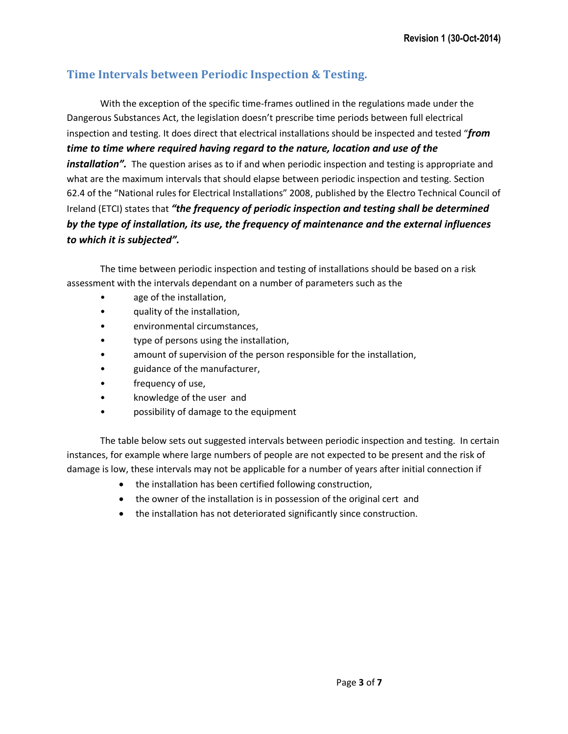## Time Intervals between Periodic Inspection & Testing.

With the exception of the specific time-frames outlined in the regulations made under the Dangerous Substances Act, the legislation doesn't prescribe time periods between full electrical inspection and testing. It does direct that electrical installations should be inspected and tested "***from time to time where required having regard to the nature, location and use of the installation".*** The question arises as to if and when periodic inspection and testing is appropriate and what are the maximum intervals that should elapse between periodic inspection and testing. Section 62.4 of the "National rules for Electrical Installations" 2008, published by the Electro Technical Council of Ireland (ETCI) states that ***"the frequency of periodic inspection and testing shall be determined by the type of installation, its use, the frequency of maintenance and the external influences to which it is subjected".***

The time between periodic inspection and testing of installations should be based on a risk assessment with the intervals dependant on a number of parameters such as the

- age of the installation,
- quality of the installation,
- environmental circumstances,
- type of persons using the installation,
- amount of supervision of the person responsible for the installation,
- guidance of the manufacturer,
- frequency of use,
- knowledge of the user and
- possibility of damage to the equipment

The table below sets out suggested intervals between periodic inspection and testing. In certain instances, for example where large numbers of people are not expected to be present and the risk of damage is low, these intervals may not be applicable for a number of years after initial connection if

- the installation has been certified following construction,
- the owner of the installation is in possession of the original cert and
- the installation has not deteriorated significantly since construction.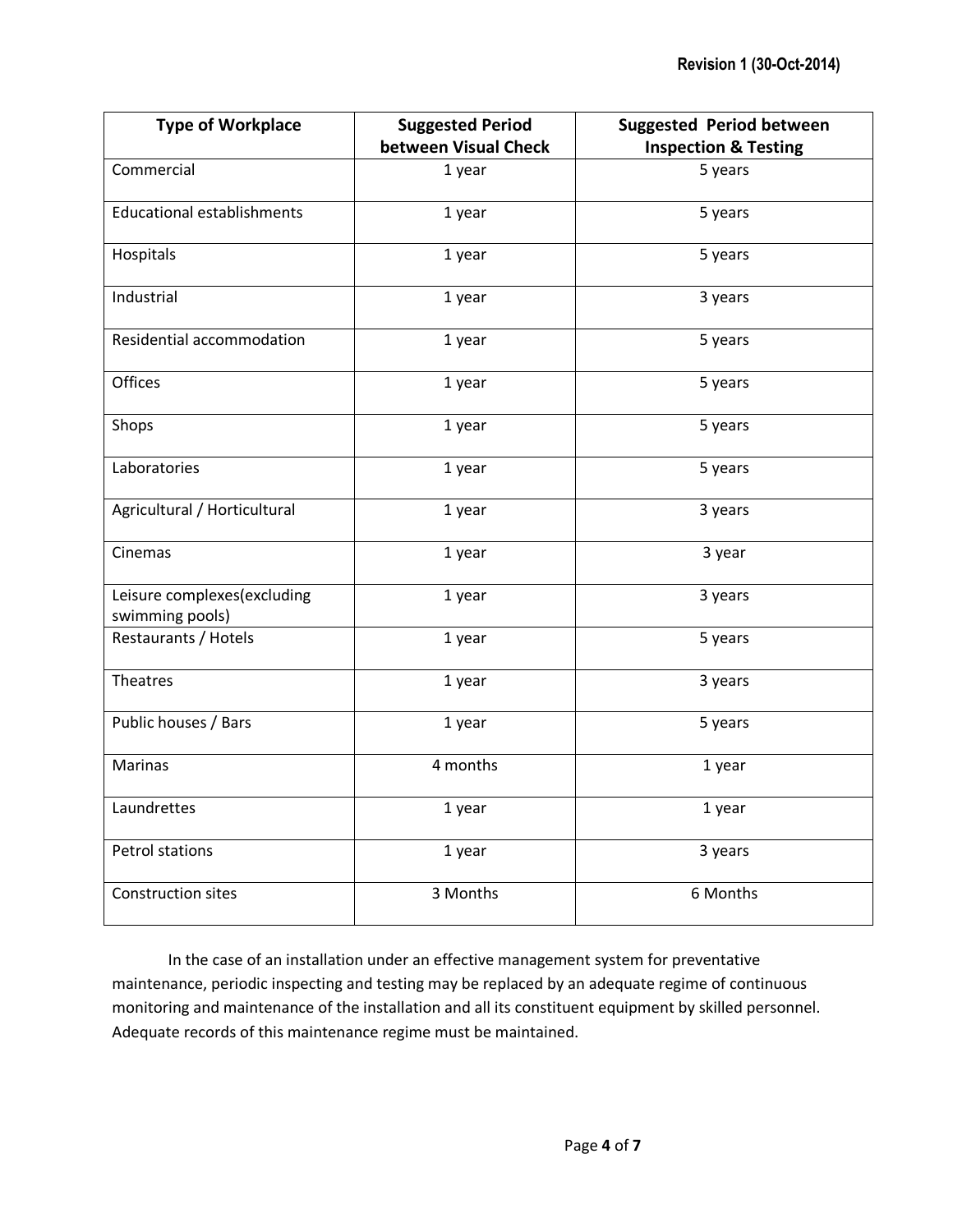| Type of Workplace | Suggested Period between Visual Check | Suggested Period between Inspection & Testing |
|---|---|---|
| Commercial | 1 year | 5 years |
| Educational establishments | 1 year | 5 years |
| Hospitals | 1 year | 5 years |
| Industrial | 1 year | 3 years |
| Residential accommodation | 1 year | 5 years |
| Offices | 1 year | 5 years |
| Shops | 1 year | 5 years |
| Laboratories | 1 year | 5 years |
| Agricultural / Horticultural | 1 year | 3 years |
| Cinemas | 1 year | 3 year |
| Leisure complexes(excluding swimming pools) | 1 year | 3 years |
| Restaurants / Hotels | 1 year | 5 years |
| Theatres | 1 year | 3 years |
| Public houses / Bars | 1 year | 5 years |
| Marinas | 4 months | 1 year |
| Laundrettes | 1 year | 1 year |
| Petrol stations | 1 year | 3 years |
| Construction sites | 3 Months | 6 Months |

In the case of an installation under an effective management system for preventative maintenance, periodic inspecting and testing may be replaced by an adequate regime of continuous monitoring and maintenance of the installation and all its constituent equipment by skilled personnel. Adequate records of this maintenance regime must be maintained.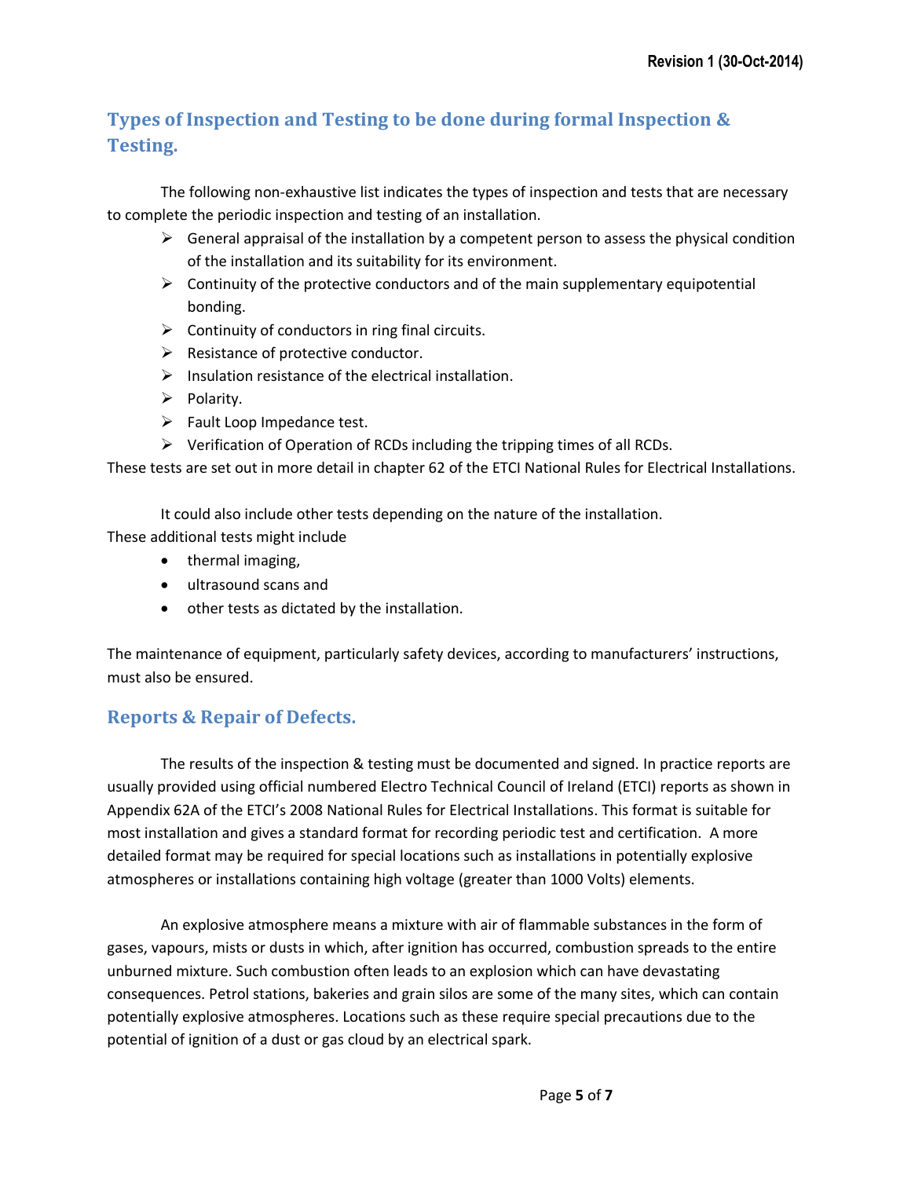## Types of Inspection and Testing to be done during formal Inspection & Testing.

The following non-exhaustive list indicates the types of inspection and tests that are necessary to complete the periodic inspection and testing of an installation.

- General appraisal of the installation by a competent person to assess the physical condition of the installation and its suitability for its environment.
- Continuity of the protective conductors and of the main supplementary equipotential bonding.
- Continuity of conductors in ring final circuits.
- Resistance of protective conductor.
- Insulation resistance of the electrical installation.
- Polarity.
- Fault Loop Impedance test.
- Verification of Operation of RCDs including the tripping times of all RCDs.

These tests are set out in more detail in chapter 62 of the ETCI National Rules for Electrical Installations.

It could also include other tests depending on the nature of the installation.
These additional tests might include

- thermal imaging,
- ultrasound scans and
- other tests as dictated by the installation.

The maintenance of equipment, particularly safety devices, according to manufacturers' instructions, must also be ensured.

## Reports & Repair of Defects.

The results of the inspection & testing must be documented and signed. In practice reports are usually provided using official numbered Electro Technical Council of Ireland (ETCI) reports as shown in Appendix 62A of the ETCI's 2008 National Rules for Electrical Installations. This format is suitable for most installation and gives a standard format for recording periodic test and certification. A more detailed format may be required for special locations such as installations in potentially explosive atmospheres or installations containing high voltage (greater than 1000 Volts) elements.

An explosive atmosphere means a mixture with air of flammable substances in the form of gases, vapours, mists or dusts in which, after ignition has occurred, combustion spreads to the entire unburned mixture. Such combustion often leads to an explosion which can have devastating consequences. Petrol stations, bakeries and grain silos are some of the many sites, which can contain potentially explosive atmospheres. Locations such as these require special precautions due to the potential of ignition of a dust or gas cloud by an electrical spark.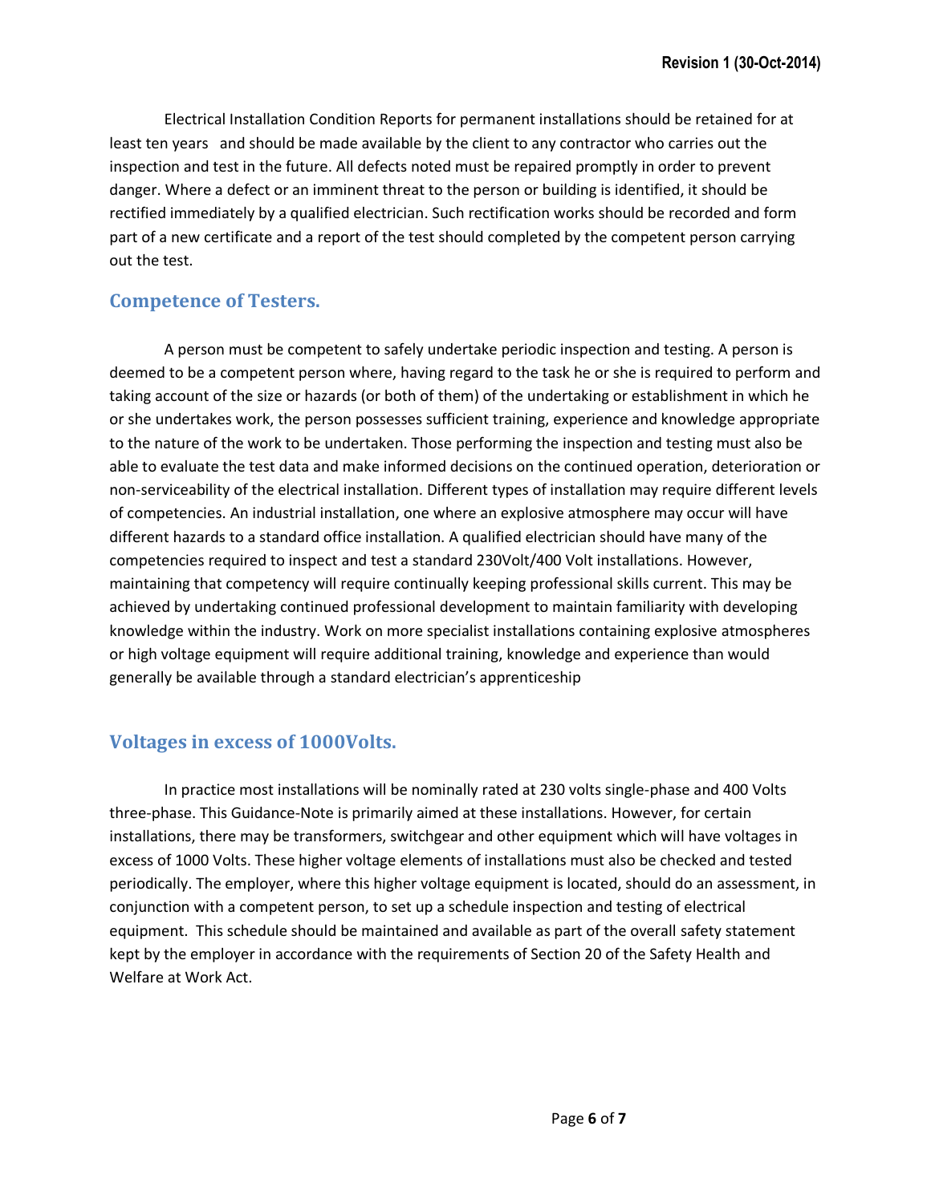Electrical Installation Condition Reports for permanent installations should be retained for at least ten years and should be made available by the client to any contractor who carries out the inspection and test in the future. All defects noted must be repaired promptly in order to prevent danger. Where a defect or an imminent threat to the person or building is identified, it should be rectified immediately by a qualified electrician. Such rectification works should be recorded and form part of a new certificate and a report of the test should completed by the competent person carrying out the test.

## Competence of Testers.

A person must be competent to safely undertake periodic inspection and testing. A person is deemed to be a competent person where, having regard to the task he or she is required to perform and taking account of the size or hazards (or both of them) of the undertaking or establishment in which he or she undertakes work, the person possesses sufficient training, experience and knowledge appropriate to the nature of the work to be undertaken. Those performing the inspection and testing must also be able to evaluate the test data and make informed decisions on the continued operation, deterioration or non-serviceability of the electrical installation. Different types of installation may require different levels of competencies. An industrial installation, one where an explosive atmosphere may occur will have different hazards to a standard office installation. A qualified electrician should have many of the competencies required to inspect and test a standard 230Volt/400 Volt installations. However, maintaining that competency will require continually keeping professional skills current. This may be achieved by undertaking continued professional development to maintain familiarity with developing knowledge within the industry. Work on more specialist installations containing explosive atmospheres or high voltage equipment will require additional training, knowledge and experience than would generally be available through a standard electrician's apprenticeship

## Voltages in excess of 1000Volts.

In practice most installations will be nominally rated at 230 volts single-phase and 400 Volts three-phase. This Guidance-Note is primarily aimed at these installations. However, for certain installations, there may be transformers, switchgear and other equipment which will have voltages in excess of 1000 Volts. These higher voltage elements of installations must also be checked and tested periodically. The employer, where this higher voltage equipment is located, should do an assessment, in conjunction with a competent person, to set up a schedule inspection and testing of electrical equipment. This schedule should be maintained and available as part of the overall safety statement kept by the employer in accordance with the requirements of Section 20 of the Safety Health and Welfare at Work Act.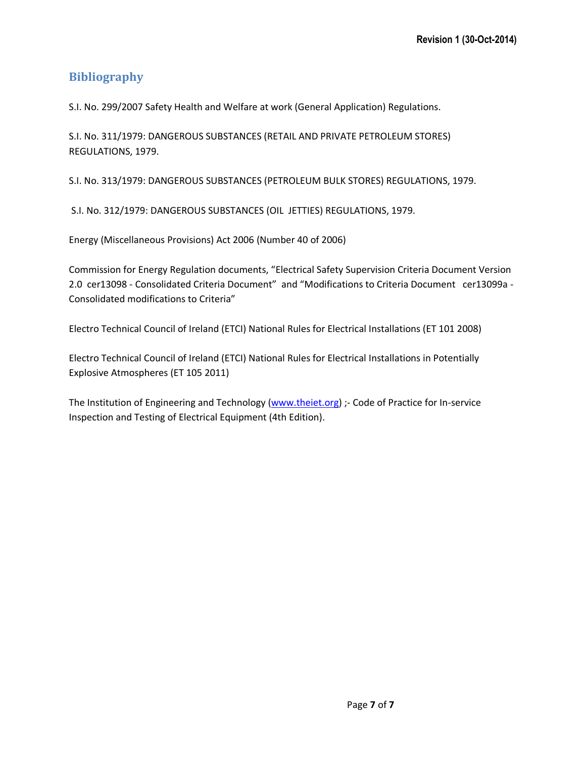## Bibliography

S.I. No. 299/2007 Safety Health and Welfare at work (General Application) Regulations.

S.I. No. 311/1979: DANGEROUS SUBSTANCES (RETAIL AND PRIVATE PETROLEUM STORES) REGULATIONS, 1979.

S.I. No. 313/1979: DANGEROUS SUBSTANCES (PETROLEUM BULK STORES) REGULATIONS, 1979.

S.I. No. 312/1979: DANGEROUS SUBSTANCES (OIL JETTIES) REGULATIONS, 1979.

Energy (Miscellaneous Provisions) Act 2006 (Number 40 of 2006)

Commission for Energy Regulation documents, "Electrical Safety Supervision Criteria Document Version 2.0 cer13098 - Consolidated Criteria Document" and "Modifications to Criteria Document cer13099a - Consolidated modifications to Criteria"

Electro Technical Council of Ireland (ETCI) National Rules for Electrical Installations (ET 101 2008)

Electro Technical Council of Ireland (ETCI) National Rules for Electrical Installations in Potentially Explosive Atmospheres (ET 105 2011)

The Institution of Engineering and Technology (www.theiet.org) ;- Code of Practice for In-service Inspection and Testing of Electrical Equipment (4th Edition).